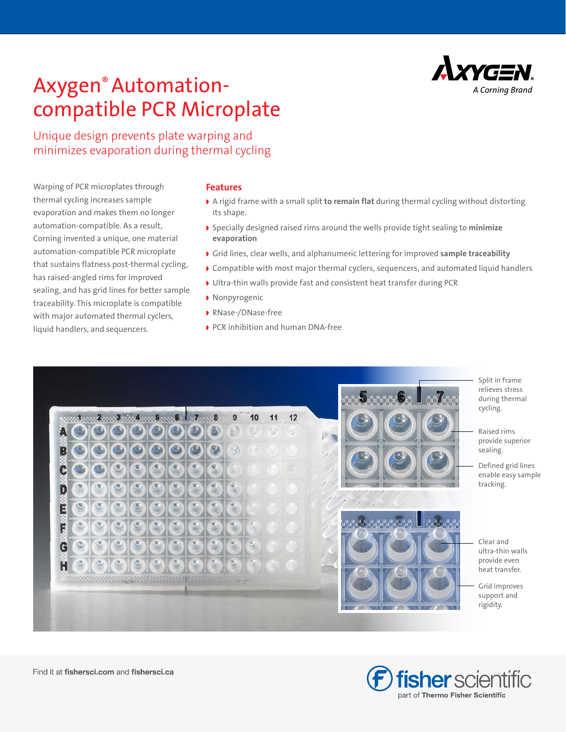# Axygen® Automation-compatible PCR Microplate

AXYGEN®
*A Corning Brand*

## Unique design prevents plate warping and minimizes evaporation during thermal cycling

Warping of PCR microplates through thermal cycling increases sample evaporation and makes them no longer automation-compatible. As a result, Corning invented a unique, one material automation-compatible PCR microplate that sustains flatness post-thermal cycling, has raised-angled rims for improved sealing, and has grid lines for better sample traceability. This microplate is compatible with major automated thermal cyclers, liquid handlers, and sequencers.

### Features

- A rigid frame with a small split **to remain flat** during thermal cycling without distorting its shape.
- Specially designed raised rims around the wells provide tight sealing to **minimize evaporation**
- Grid lines, clear wells, and alphanumeric lettering for improved **sample traceability**
- Compatible with most major thermal cyclers, sequencers, and automated liquid handlers
- Ultra-thin walls provide fast and consistent heat transfer during PCR
- Nonpyrogenic
- RNase-/DNase-free
- PCR inhibition and human DNA-free

Split in frame relieves stress during thermal cycling.

Raised rims provide superior sealing.

Defined grid lines enable easy sample tracking.

Clear and ultra-thin walls provide even heat transfer.

Grid improves support and rigidity.

Find it at **fishersci.com** and **fishersci.ca**

fisher scientific
part of **Thermo Fisher Scientific**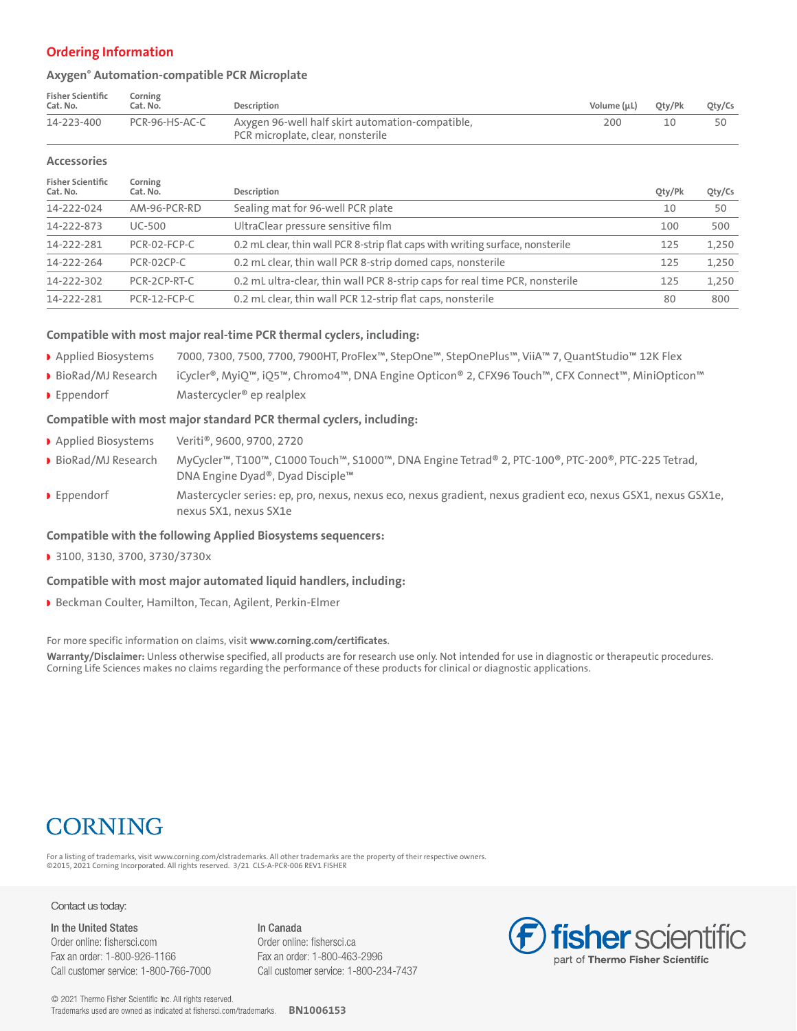## Ordering Information

### Axygen® Automation-compatible PCR Microplate

| Fisher Scientific Cat. No. | Corning Cat. No. | Description | Volume (µL) | Qty/Pk | Qty/Cs |
|---|---|---|---|---|---|
| 14-223-400 | PCR-96-HS-AC-C | Axygen 96-well half skirt automation-compatible, PCR microplate, clear, nonsterile | 200 | 10 | 50 |

### Accessories

| Fisher Scientific Cat. No. | Corning Cat. No. | Description | Qty/Pk | Qty/Cs |
|---|---|---|---|---|
| 14-222-024 | AM-96-PCR-RD | Sealing mat for 96-well PCR plate | 10 | 50 |
| 14-222-873 | UC-500 | UltraClear pressure sensitive film | 100 | 500 |
| 14-222-281 | PCR-02-FCP-C | 0.2 mL clear, thin wall PCR 8-strip flat caps with writing surface, nonsterile | 125 | 1,250 |
| 14-222-264 | PCR-02CP-C | 0.2 mL clear, thin wall PCR 8-strip domed caps, nonsterile | 125 | 1,250 |
| 14-222-302 | PCR-2CP-RT-C | 0.2 mL ultra-clear, thin wall PCR 8-strip caps for real time PCR, nonsterile | 125 | 1,250 |
| 14-222-281 | PCR-12-FCP-C | 0.2 mL clear, thin wall PCR 12-strip flat caps, nonsterile | 80 | 800 |

### Compatible with most major real-time PCR thermal cyclers, including:

- Applied Biosystems: 7000, 7300, 7500, 7700, 7900HT, ProFlex™, StepOne™, StepOnePlus™, ViiA™ 7, QuantStudio™ 12K Flex
- BioRad/MJ Research: iCycler®, MyiQ™, iQ5™, Chromo4™, DNA Engine Opticon® 2, CFX96 Touch™, CFX Connect™, MiniOpticon™
- Eppendorf: Mastercycler® ep realplex

### Compatible with most major standard PCR thermal cyclers, including:

- Applied Biosystems: Veriti®, 9600, 9700, 2720
- BioRad/MJ Research: MyCycler™, T100™, C1000 Touch™, S1000™, DNA Engine Tetrad® 2, PTC-100®, PTC-200®, PTC-225 Tetrad, DNA Engine Dyad®, Dyad Disciple™
- Eppendorf: Mastercycler series: ep, pro, nexus, nexus eco, nexus gradient, nexus gradient eco, nexus GSX1, nexus GSX1e, nexus SX1, nexus SX1e

### Compatible with the following Applied Biosystems sequencers:

- 3100, 3130, 3700, 3730/3730x

### Compatible with most major automated liquid handlers, including:

- Beckman Coulter, Hamilton, Tecan, Agilent, Perkin-Elmer

For more specific information on claims, visit **www.corning.com/certificates**.

**Warranty/Disclaimer:** Unless otherwise specified, all products are for research use only. Not intended for use in diagnostic or therapeutic procedures. Corning Life Sciences makes no claims regarding the performance of these products for clinical or diagnostic applications.

CORNING

For a listing of trademarks, visit www.corning.com/clstrademarks. All other trademarks are the property of their respective owners.
©2015, 2021 Corning Incorporated. All rights reserved. 3/21 CLS-A-PCR-006 REV1 FISHER

Contact us today:

**In the United States**
Order online: fishersci.com
Fax an order: 1-800-926-1166
Call customer service: 1-800-766-7000

**In Canada**
Order online: fishersci.ca
Fax an order: 1-800-463-2996
Call customer service: 1-800-234-7437

fisher scientific
part of Thermo Fisher Scientific

© 2021 Thermo Fisher Scientific Inc. All rights reserved.
Trademarks used are owned as indicated at fishersci.com/trademarks. **BN1006153**